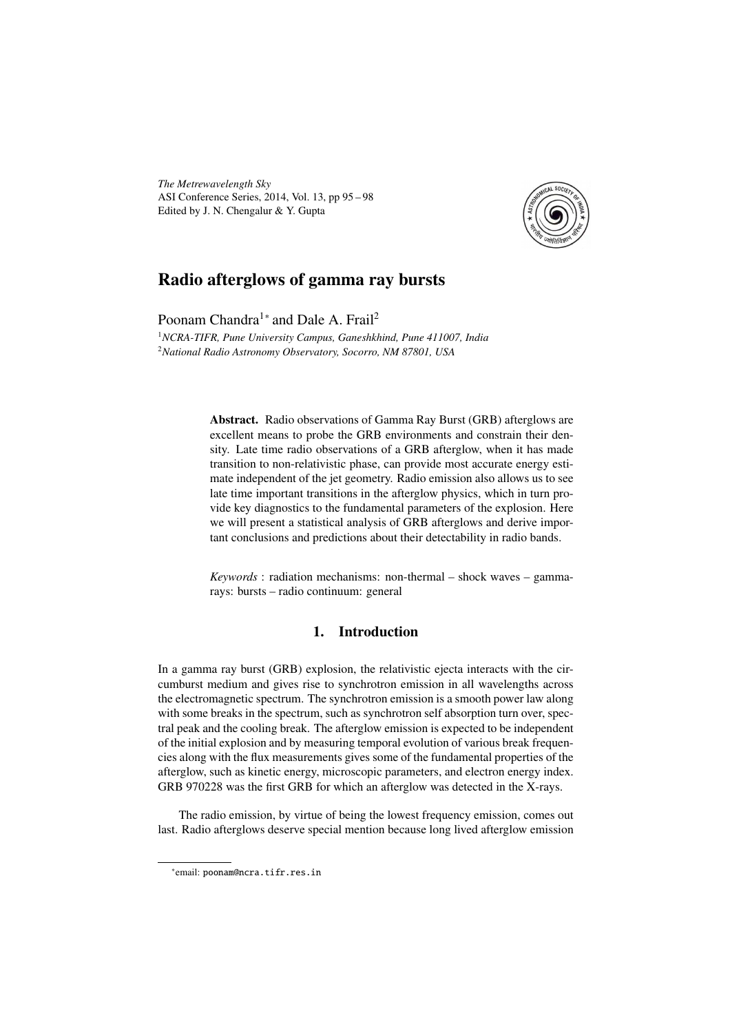# Radio afterglows of gamma ray bursts

Poonam Chandra[1]* and Dale A. Frail[2]

[1]*NCRA-TIFR, Pune University Campus, Ganeshkhind, Pune 411007, India*
[2]*National Radio Astronomy Observatory, Socorro, NM 87801, USA*

**Abstract.** Radio observations of Gamma Ray Burst (GRB) afterglows are excellent means to probe the GRB environments and constrain their density. Late time radio observations of a GRB afterglow, when it has made transition to non-relativistic phase, can provide most accurate energy estimate independent of the jet geometry. Radio emission also allows us to see late time important transitions in the afterglow physics, which in turn provide key diagnostics to the fundamental parameters of the explosion. Here we will present a statistical analysis of GRB afterglows and derive important conclusions and predictions about their detectability in radio bands.

*Keywords* : radiation mechanisms: non-thermal – shock waves – gamma-rays: bursts – radio continuum: general

## 1. Introduction

In a gamma ray burst (GRB) explosion, the relativistic ejecta interacts with the circumburst medium and gives rise to synchrotron emission in all wavelengths across the electromagnetic spectrum. The synchrotron emission is a smooth power law along with some breaks in the spectrum, such as synchrotron self absorption turn over, spectral peak and the cooling break. The afterglow emission is expected to be independent of the initial explosion and by measuring temporal evolution of various break frequencies along with the flux measurements gives some of the fundamental properties of the afterglow, such as kinetic energy, microscopic parameters, and electron energy index. GRB 970228 was the first GRB for which an afterglow was detected in the X-rays.

The radio emission, by virtue of being the lowest frequency emission, comes out last. Radio afterglows deserve special mention because long lived afterglow emission

*email: poonam@ncra.tifr.res.in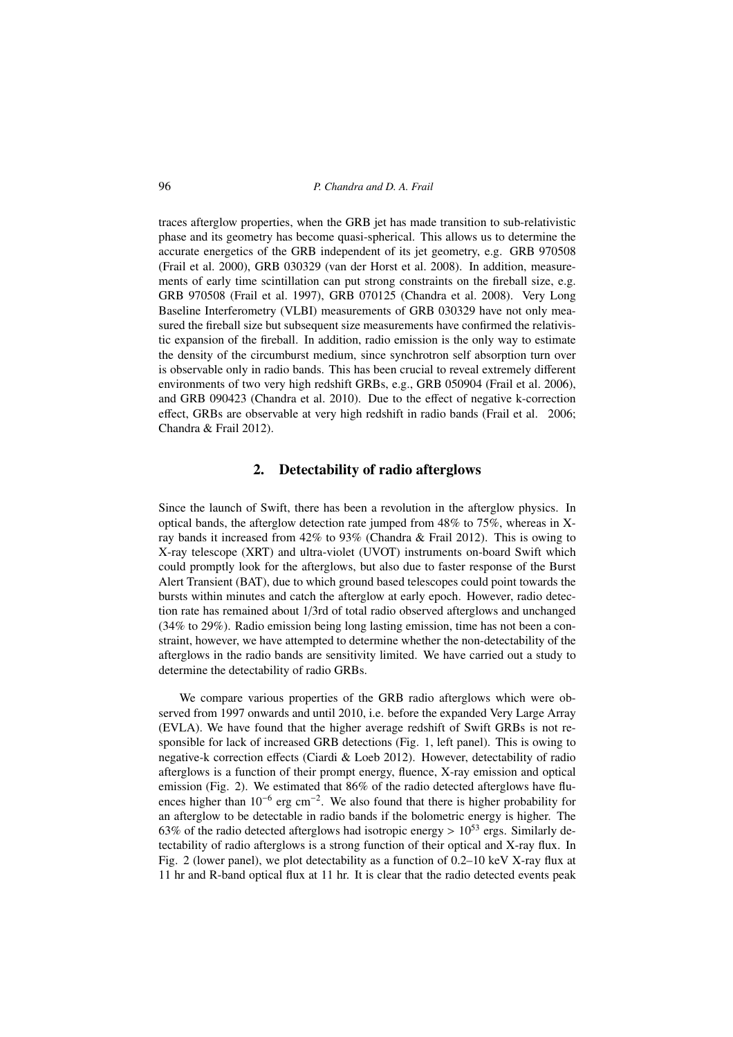traces afterglow properties, when the GRB jet has made transition to sub-relativistic phase and its geometry has become quasi-spherical. This allows us to determine the accurate energetics of the GRB independent of its jet geometry, e.g. GRB 970508 (Frail et al. 2000), GRB 030329 (van der Horst et al. 2008). In addition, measurements of early time scintillation can put strong constraints on the fireball size, e.g. GRB 970508 (Frail et al. 1997), GRB 070125 (Chandra et al. 2008). Very Long Baseline Interferometry (VLBI) measurements of GRB 030329 have not only measured the fireball size but subsequent size measurements have confirmed the relativistic expansion of the fireball. In addition, radio emission is the only way to estimate the density of the circumburst medium, since synchrotron self absorption turn over is observable only in radio bands. This has been crucial to reveal extremely different environments of two very high redshift GRBs, e.g., GRB 050904 (Frail et al. 2006), and GRB 090423 (Chandra et al. 2010). Due to the effect of negative k-correction effect, GRBs are observable at very high redshift in radio bands (Frail et al. 2006; Chandra & Frail 2012).

## 2. Detectability of radio afterglows

Since the launch of Swift, there has been a revolution in the afterglow physics. In optical bands, the afterglow detection rate jumped from 48% to 75%, whereas in X-ray bands it increased from 42% to 93% (Chandra & Frail 2012). This is owing to X-ray telescope (XRT) and ultra-violet (UVOT) instruments on-board Swift which could promptly look for the afterglows, but also due to faster response of the Burst Alert Transient (BAT), due to which ground based telescopes could point towards the bursts within minutes and catch the afterglow at early epoch. However, radio detection rate has remained about 1/3rd of total radio observed afterglows and unchanged (34% to 29%). Radio emission being long lasting emission, time has not been a constraint, however, we have attempted to determine whether the non-detectability of the afterglows in the radio bands are sensitivity limited. We have carried out a study to determine the detectability of radio GRBs.

We compare various properties of the GRB radio afterglows which were observed from 1997 onwards and until 2010, i.e. before the expanded Very Large Array (EVLA). We have found that the higher average redshift of Swift GRBs is not responsible for lack of increased GRB detections (Fig. 1, left panel). This is owing to negative-k correction effects (Ciardi & Loeb 2012). However, detectability of radio afterglows is a function of their prompt energy, fluence, X-ray emission and optical emission (Fig. 2). We estimated that 86% of the radio detected afterglows have fluences higher than $10^{-6}$ erg cm$^{-2}$. We also found that there is higher probability for an afterglow to be detectable in radio bands if the bolometric energy is higher. The 63% of the radio detected afterglows had isotropic energy $> 10^{53}$ ergs. Similarly detectability of radio afterglows is a strong function of their optical and X-ray flux. In Fig. 2 (lower panel), we plot detectability as a function of 0.2–10 keV X-ray flux at 11 hr and R-band optical flux at 11 hr. It is clear that the radio detected events peak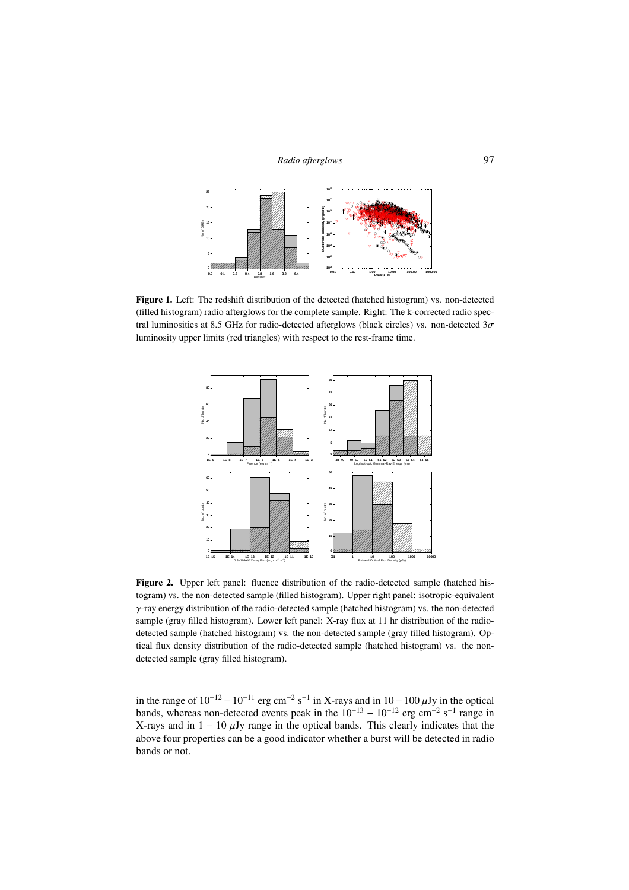**Figure 1.** Left: The redshift distribution of the detected (hatched histogram) vs. non-detected (filled histogram) radio afterglows for the complete sample. Right: The k-corrected radio spectral luminosities at 8.5 GHz for radio-detected afterglows (black circles) vs. non-detected $3\sigma$ luminosity upper limits (red triangles) with respect to the rest-frame time.

**Figure 2.** Upper left panel: fluence distribution of the radio-detected sample (hatched histogram) vs. the non-detected sample (filled histogram). Upper right panel: isotropic-equivalent $\gamma$-ray energy distribution of the radio-detected sample (hatched histogram) vs. the non-detected sample (gray filled histogram). Lower left panel: X-ray flux at 11 hr distribution of the radio-detected sample (hatched histogram) vs. the non-detected sample (gray filled histogram). Optical flux density distribution of the radio-detected sample (hatched histogram) vs. the non-detected sample (gray filled histogram).

in the range of $10^{-12} - 10^{-11}$ erg cm$^{-2}$ s$^{-1}$ in X-rays and in $10 - 100$ $\mu$Jy in the optical bands, whereas non-detected events peak in the $10^{-13} - 10^{-12}$ erg cm$^{-2}$ s$^{-1}$ range in X-rays and in $1 - 10$ $\mu$Jy range in the optical bands. This clearly indicates that the above four properties can be a good indicator whether a burst will be detected in radio bands or not.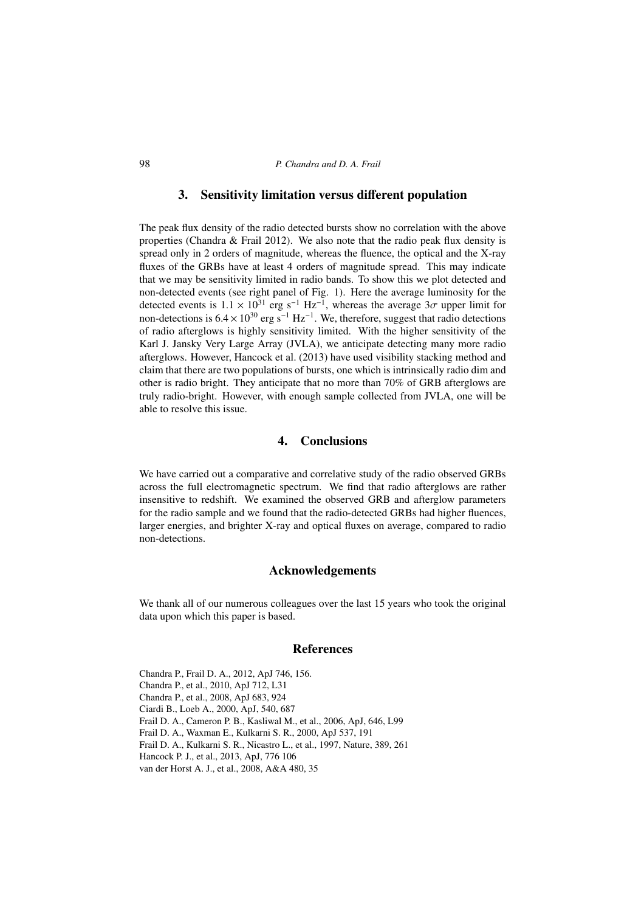## 3. Sensitivity limitation versus different population

The peak flux density of the radio detected bursts show no correlation with the above properties (Chandra & Frail 2012). We also note that the radio peak flux density is spread only in 2 orders of magnitude, whereas the fluence, the optical and the X-ray fluxes of the GRBs have at least 4 orders of magnitude spread. This may indicate that we may be sensitivity limited in radio bands. To show this we plot detected and non-detected events (see right panel of Fig. 1). Here the average luminosity for the detected events is $1.1 \times 10^{31}$ erg s$^{-1}$ Hz$^{-1}$, whereas the average $3\sigma$ upper limit for non-detections is $6.4 \times 10^{30}$ erg s$^{-1}$ Hz$^{-1}$. We, therefore, suggest that radio detections of radio afterglows is highly sensitivity limited. With the higher sensitivity of the Karl J. Jansky Very Large Array (JVLA), we anticipate detecting many more radio afterglows. However, Hancock et al. (2013) have used visibility stacking method and claim that there are two populations of bursts, one which is intrinsically radio dim and other is radio bright. They anticipate that no more than 70% of GRB afterglows are truly radio-bright. However, with enough sample collected from JVLA, one will be able to resolve this issue.

## 4. Conclusions

We have carried out a comparative and correlative study of the radio observed GRBs across the full electromagnetic spectrum. We find that radio afterglows are rather insensitive to redshift. We examined the observed GRB and afterglow parameters for the radio sample and we found that the radio-detected GRBs had higher fluences, larger energies, and brighter X-ray and optical fluxes on average, compared to radio non-detections.

## Acknowledgements

We thank all of our numerous colleagues over the last 15 years who took the original data upon which this paper is based.

## References

Chandra P., Frail D. A., 2012, ApJ 746, 156.
Chandra P., et al., 2010, ApJ 712, L31
Chandra P., et al., 2008, ApJ 683, 924
Ciardi B., Loeb A., 2000, ApJ, 540, 687
Frail D. A., Cameron P. B., Kasliwal M., et al., 2006, ApJ, 646, L99
Frail D. A., Waxman E., Kulkarni S. R., 2000, ApJ 537, 191
Frail D. A., Kulkarni S. R., Nicastro L., et al., 1997, Nature, 389, 261
Hancock P. J., et al., 2013, ApJ, 776 106
van der Horst A. J., et al., 2008, A&A 480, 35